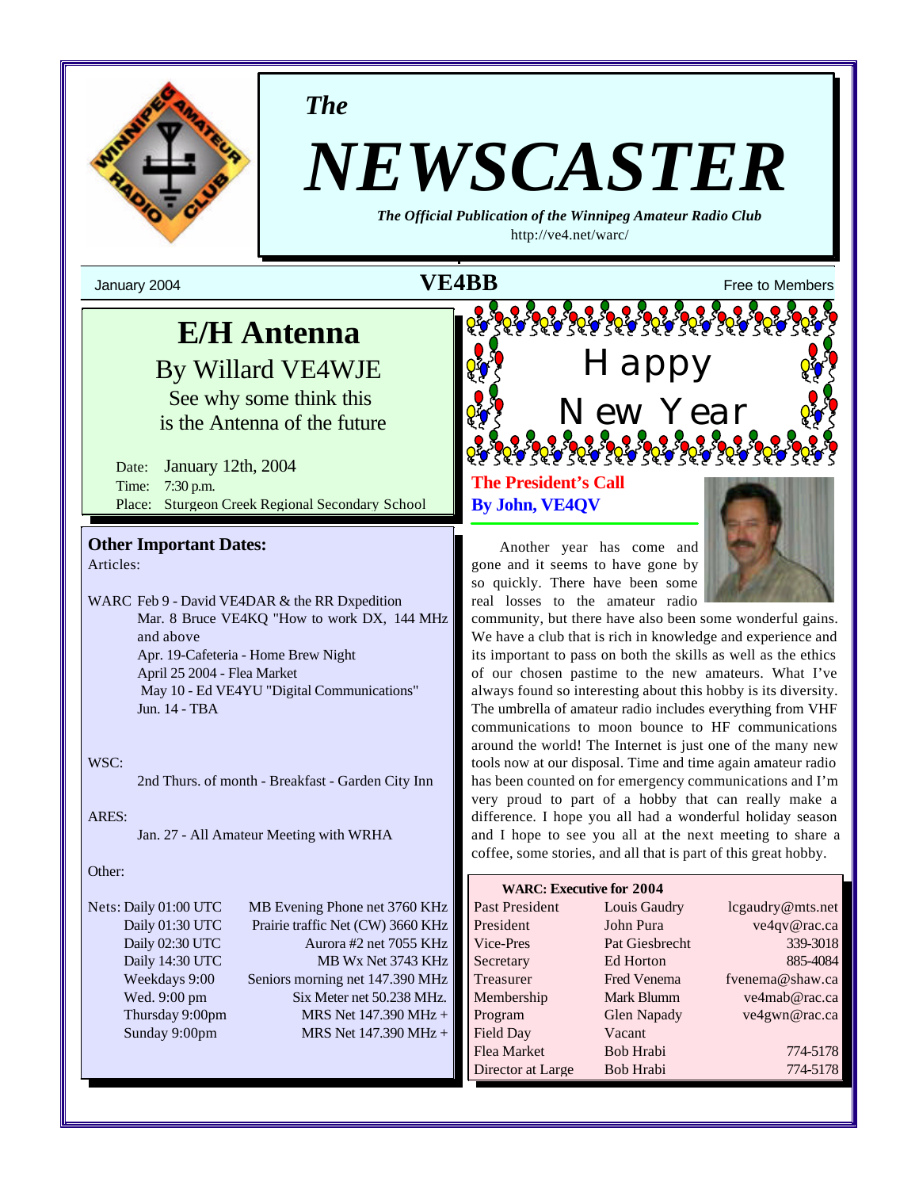*The*

# NEWSCASTER

***The Official Publication of the Winnipeg Amateur Radio Club***

http://ve4.net/warc/

January 2004 **VE4BB** Free to Members

## E/H Antenna

By Willard VE4WJE

See why some think this is the Antenna of the future

Date: January 12th, 2004
Time: 7:30 p.m.
Place: Sturgeon Creek Regional Secondary School

### Other Important Dates:

Articles:

WARC Feb 9 - David VE4DAR & the RR Dxpedition
Mar. 8 Bruce VE4KQ "How to work DX, 144 MHz and above
Apr. 19-Cafeteria - Home Brew Night
April 25 2004 - Flea Market
May 10 - Ed VE4YU "Digital Communications"
Jun. 14 - TBA

WSC:
2nd Thurs. of month - Breakfast - Garden City Inn

ARES:
Jan. 27 - All Amateur Meeting with WRHA

Other:

| Nets: | |
|---|---|
| Daily 01:00 UTC | MB Evening Phone net 3760 KHz |
| Daily 01:30 UTC | Prairie traffic Net (CW) 3660 KHz |
| Daily 02:30 UTC | Aurora #2 net 7055 KHz |
| Daily 14:30 UTC | MB Wx Net 3743 KHz |
| Weekdays 9:00 | Seniors morning net 147.390 MHz |
| Wed. 9:00 pm | Six Meter net 50.238 MHz. |
| Thursday 9:00pm | MRS Net 147.390 MHz + |
| Sunday 9:00pm | MRS Net 147.390 MHz + |

Happy New Year

## The President's Call

**By John, VE4QV**

Another year has come and gone and it seems to have gone by so quickly. There have been some real losses to the amateur radio community, but there have also been some wonderful gains. We have a club that is rich in knowledge and experience and its important to pass on both the skills as well as the ethics of our chosen pastime to the new amateurs. What I've always found so interesting about this hobby is its diversity. The umbrella of amateur radio includes everything from VHF communications to moon bounce to HF communications around the world! The Internet is just one of the many new tools now at our disposal. Time and time again amateur radio has been counted on for emergency communications and I'm very proud to part of a hobby that can really make a difference. I hope you all had a wonderful holiday season and I hope to see you all at the next meeting to share a coffee, some stories, and all that is part of this great hobby.

**WARC: Executive for 2004**

| Position | Name | Contact |
|---|---|---|
| Past President | Louis Gaudry | lcgaudry@mts.net |
| President | John Pura | ve4qv@rac.ca |
| Vice-Pres | Pat Giesbrecht | 339-3018 |
| Secretary | Ed Horton | 885-4084 |
| Treasurer | Fred Venema | fvenema@shaw.ca |
| Membership | Mark Blumm | ve4mab@rac.ca |
| Program | Glen Napady | ve4gwn@rac.ca |
| Field Day | Vacant | |
| Flea Market | Bob Hrabi | 774-5178 |
| Director at Large | Bob Hrabi | 774-5178 |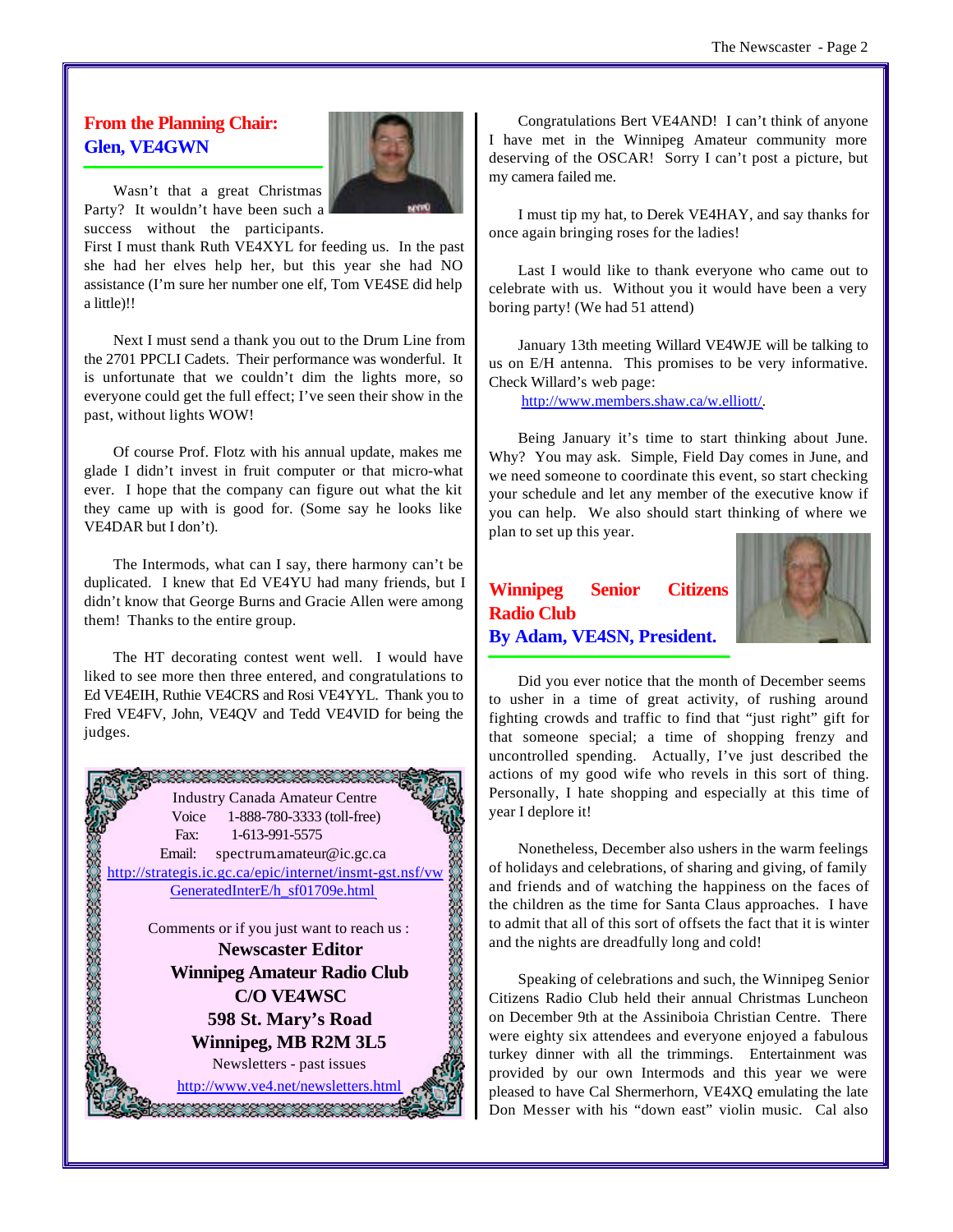## From the Planning Chair: Glen, VE4GWN

Wasn't that a great Christmas Party? It wouldn't have been such a success without the participants. First I must thank Ruth VE4XYL for feeding us. In the past she had her elves help her, but this year she had NO assistance (I'm sure her number one elf, Tom VE4SE did help a little)!!

Next I must send a thank you out to the Drum Line from the 2701 PPCLI Cadets. Their performance was wonderful. It is unfortunate that we couldn't dim the lights more, so everyone could get the full effect; I've seen their show in the past, without lights WOW!

Of course Prof. Flotz with his annual update, makes me glade I didn't invest in fruit computer or that micro-what ever. I hope that the company can figure out what the kit they came up with is good for. (Some say he looks like VE4DAR but I don't).

The Intermods, what can I say, there harmony can't be duplicated. I knew that Ed VE4YU had many friends, but I didn't know that George Burns and Gracie Allen were among them! Thanks to the entire group.

The HT decorating contest went well. I would have liked to see more then three entered, and congratulations to Ed VE4EIH, Ruthie VE4CRS and Rosi VE4YYL. Thank you to Fred VE4FV, John, VE4QV and Tedd VE4VID for being the judges.

Congratulations Bert VE4AND! I can't think of anyone I have met in the Winnipeg Amateur community more deserving of the OSCAR! Sorry I can't post a picture, but my camera failed me.

I must tip my hat, to Derek VE4HAY, and say thanks for once again bringing roses for the ladies!

Last I would like to thank everyone who came out to celebrate with us. Without you it would have been a very boring party! (We had 51 attend)

January 13th meeting Willard VE4WJE will be talking to us on E/H antenna. This promises to be very informative. Check Willard's web page:

http://www.members.shaw.ca/w.elliott/.

Being January it's time to start thinking about June. Why? You may ask. Simple, Field Day comes in June, and we need someone to coordinate this event, so start checking your schedule and let any member of the executive know if you can help. We also should start thinking of where we plan to set up this year.

---

Industry Canada Amateur Centre
Voice 1-888-780-3333 (toll-free)
Fax: 1-613-991-5575
Email: spectrum.amateur@ic.gc.ca
http://strategis.ic.gc.ca/epic/internet/insmt-gst.nsf/vwGeneratedInterE/h_sf01709e.html

Comments or if you just want to reach us :

**Newscaster Editor**
**Winnipeg Amateur Radio Club**
**C/O VE4WSC**
**598 St. Mary's Road**
**Winnipeg, MB R2M 3L5**

Newsletters - past issues
http://www.ve4.net/newsletters.html

---

## Winnipeg Senior Citizens Radio Club
## By Adam, VE4SN, President.

Did you ever notice that the month of December seems to usher in a time of great activity, of rushing around fighting crowds and traffic to find that "just right" gift for that someone special; a time of shopping frenzy and uncontrolled spending. Actually, I've just described the actions of my good wife who revels in this sort of thing. Personally, I hate shopping and especially at this time of year I deplore it!

Nonetheless, December also ushers in the warm feelings of holidays and celebrations, of sharing and giving, of family and friends and of watching the happiness on the faces of the children as the time for Santa Claus approaches. I have to admit that all of this sort of offsets the fact that it is winter and the nights are dreadfully long and cold!

Speaking of celebrations and such, the Winnipeg Senior Citizens Radio Club held their annual Christmas Luncheon on December 9th at the Assiniboia Christian Centre. There were eighty six attendees and everyone enjoyed a fabulous turkey dinner with all the trimmings. Entertainment was provided by our own Intermods and this year we were pleased to have Cal Shermerhorn, VE4XQ emulating the late Don Messer with his "down east" violin music. Cal also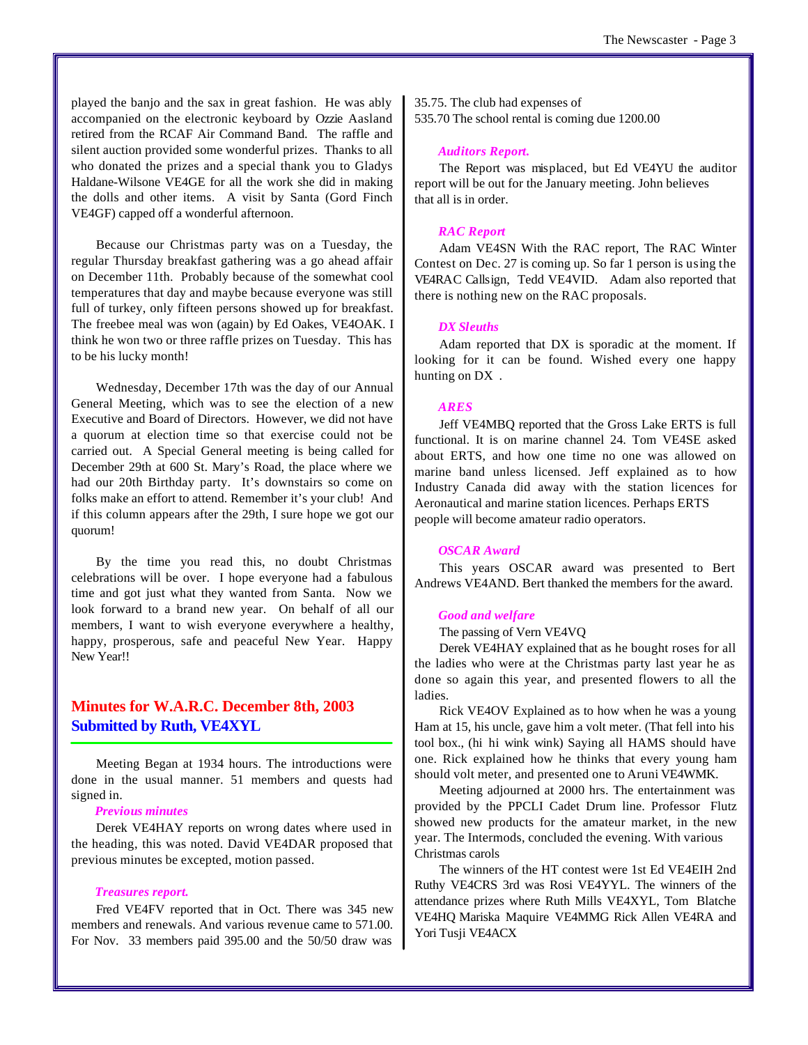played the banjo and the sax in great fashion. He was ably accompanied on the electronic keyboard by Ozzie Aasland retired from the RCAF Air Command Band. The raffle and silent auction provided some wonderful prizes. Thanks to all who donated the prizes and a special thank you to Gladys Haldane-Wilsone VE4GE for all the work she did in making the dolls and other items. A visit by Santa (Gord Finch VE4GF) capped off a wonderful afternoon.

Because our Christmas party was on a Tuesday, the regular Thursday breakfast gathering was a go ahead affair on December 11th. Probably because of the somewhat cool temperatures that day and maybe because everyone was still full of turkey, only fifteen persons showed up for breakfast. The freebee meal was won (again) by Ed Oakes, VE4OAK. I think he won two or three raffle prizes on Tuesday. This has to be his lucky month!

Wednesday, December 17th was the day of our Annual General Meeting, which was to see the election of a new Executive and Board of Directors. However, we did not have a quorum at election time so that exercise could not be carried out. A Special General meeting is being called for December 29th at 600 St. Mary's Road, the place where we had our 20th Birthday party. It's downstairs so come on folks make an effort to attend. Remember it's your club! And if this column appears after the 29th, I sure hope we got our quorum!

By the time you read this, no doubt Christmas celebrations will be over. I hope everyone had a fabulous time and got just what they wanted from Santa. Now we look forward to a brand new year. On behalf of all our members, I want to wish everyone everywhere a healthy, happy, prosperous, safe and peaceful New Year. Happy New Year!!

## Minutes for W.A.R.C. December 8th, 2003
## Submitted by Ruth, VE4XYL

Meeting Began at 1934 hours. The introductions were done in the usual manner. 51 members and quests had signed in.

***Previous minutes***

Derek VE4HAY reports on wrong dates where used in the heading, this was noted. David VE4DAR proposed that previous minutes be excepted, motion passed.

***Treasures report.***

Fred VE4FV reported that in Oct. There was 345 new members and renewals. And various revenue came to 571.00. For Nov. 33 members paid 395.00 and the 50/50 draw was 35.75. The club had expenses of 535.70 The school rental is coming due 1200.00

***Auditors Report.***

The Report was misplaced, but Ed VE4YU the auditor report will be out for the January meeting. John believes that all is in order.

***RAC Report***

Adam VE4SN With the RAC report, The RAC Winter Contest on Dec. 27 is coming up. So far 1 person is using the VE4RAC Callsign, Tedd VE4VID. Adam also reported that there is nothing new on the RAC proposals.

***DX Sleuths***

Adam reported that DX is sporadic at the moment. If looking for it can be found. Wished every one happy hunting on DX .

***ARES***

Jeff VE4MBQ reported that the Gross Lake ERTS is full functional. It is on marine channel 24. Tom VE4SE asked about ERTS, and how one time no one was allowed on marine band unless licensed. Jeff explained as to how Industry Canada did away with the station licences for Aeronautical and marine station licences. Perhaps ERTS people will become amateur radio operators.

***OSCAR Award***

This years OSCAR award was presented to Bert Andrews VE4AND. Bert thanked the members for the award.

***Good and welfare***

The passing of Vern VE4VQ

Derek VE4HAY explained that as he bought roses for all the ladies who were at the Christmas party last year he as done so again this year, and presented flowers to all the ladies.

Rick VE4OV Explained as to how when he was a young Ham at 15, his uncle, gave him a volt meter. (That fell into his tool box., (hi hi wink wink) Saying all HAMS should have one. Rick explained how he thinks that every young ham should volt meter, and presented one to Aruni VE4WMK.

Meeting adjourned at 2000 hrs. The entertainment was provided by the PPCLI Cadet Drum line. Professor Flutz showed new products for the amateur market, in the new year. The Intermods, concluded the evening. With various Christmas carols

The winners of the HT contest were 1st Ed VE4EIH 2nd Ruthy VE4CRS 3rd was Rosi VE4YYL. The winners of the attendance prizes where Ruth Mills VE4XYL, Tom Blatche VE4HQ Mariska Maquire VE4MMG Rick Allen VE4RA and Yori Tusji VE4ACX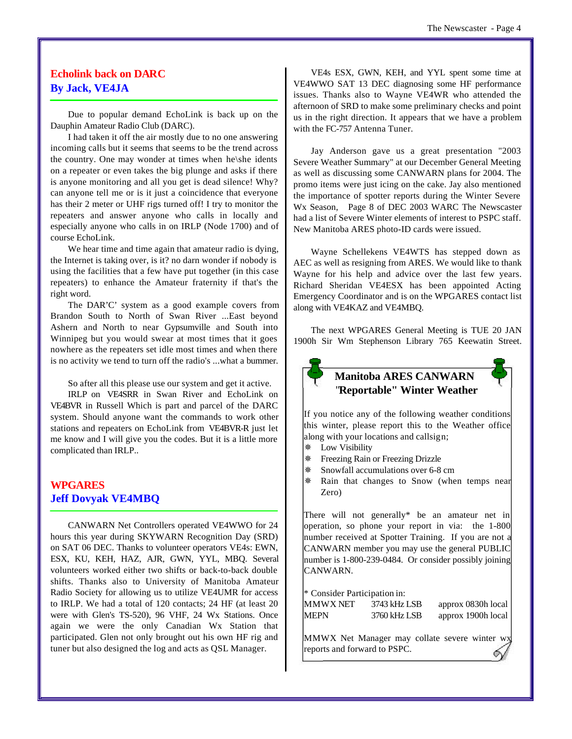## Echolink back on DARC
### By Jack, VE4JA

Due to popular demand EchoLink is back up on the Dauphin Amateur Radio Club (DARC).

I had taken it off the air mostly due to no one answering incoming calls but it seems that seems to be the trend across the country. One may wonder at times when he\she idents on a repeater or even takes the big plunge and asks if there is anyone monitoring and all you get is dead silence! Why? can anyone tell me or is it just a coincidence that everyone has their 2 meter or UHF rigs turned off! I try to monitor the repeaters and answer anyone who calls in locally and especially anyone who calls in on IRLP (Node 1700) and of course EchoLink.

We hear time and time again that amateur radio is dying, the Internet is taking over, is it? no darn wonder if nobody is using the facilities that a few have put together (in this case repeaters) to enhance the Amateur fraternity if that's the right word.

The DAR'C' system as a good example covers from Brandon South to North of Swan River ...East beyond Ashern and North to near Gypsumville and South into Winnipeg but you would swear at most times that it goes nowhere as the repeaters set idle most times and when there is no activity we tend to turn off the radio's ...what a bummer.

So after all this please use our system and get it active.

IRLP on VE4SRR in Swan River and EchoLink on VE4BVR in Russell Which is part and parcel of the DARC system. Should anyone want the commands to work other stations and repeaters on EchoLink from VE4BVR-R just let me know and I will give you the codes. But it is a little more complicated than IRLP..

## WPGARES
### Jeff Dovyak VE4MBQ

CANWARN Net Controllers operated VE4WWO for 24 hours this year during SKYWARN Recognition Day (SRD) on SAT 06 DEC. Thanks to volunteer operators VE4s: EWN, ESX, KU, KEH, HAZ, AJR, GWN, YYL, MBQ. Several volunteers worked either two shifts or back-to-back double shifts. Thanks also to University of Manitoba Amateur Radio Society for allowing us to utilize VE4UMR for access to IRLP. We had a total of 120 contacts; 24 HF (at least 20 were with Glen's TS-520), 96 VHF, 24 Wx Stations. Once again we were the only Canadian Wx Station that participated. Glen not only brought out his own HF rig and tuner but also designed the log and acts as QSL Manager.

VE4s ESX, GWN, KEH, and YYL spent some time at VE4WWO SAT 13 DEC diagnosing some HF performance issues. Thanks also to Wayne VE4WR who attended the afternoon of SRD to make some preliminary checks and point us in the right direction. It appears that we have a problem with the FC-757 Antenna Tuner.

Jay Anderson gave us a great presentation "2003 Severe Weather Summary" at our December General Meeting as well as discussing some CANWARN plans for 2004. The promo items were just icing on the cake. Jay also mentioned the importance of spotter reports during the Winter Severe Wx Season, Page 8 of DEC 2003 WARC The Newscaster had a list of Severe Winter elements of interest to PSPC staff. New Manitoba ARES photo-ID cards were issued.

Wayne Schellekens VE4WTS has stepped down as AEC as well as resigning from ARES. We would like to thank Wayne for his help and advice over the last few years. Richard Sheridan VE4ESX has been appointed Acting Emergency Coordinator and is on the WPGARES contact list along with VE4KAZ and VE4MBQ.

The next WPGARES General Meeting is TUE 20 JAN 1900h Sir Wm Stephenson Library 765 Keewatin Street.

### Manitoba ARES CANWARN "Reportable" Winter Weather

If you notice any of the following weather conditions this winter, please report this to the Weather office along with your locations and callsign;

- Low Visibility
- Freezing Rain or Freezing Drizzle
- Snowfall accumulations over 6-8 cm
- Rain that changes to Snow (when temps near Zero)

There will not generally* be an amateur net in operation, so phone your report in via: the 1-800 number received at Spotter Training. If you are not a CANWARN member you may use the general PUBLIC number is 1-800-239-0484. Or consider possibly joining CANWARN.

\* Consider Participation in:

| | | |
|---|---|---|
| MMWX NET | 3743 kHz LSB | approx 0830h local |
| MEPN | 3760 kHz LSB | approx 1900h local |

MMWX Net Manager may collate severe winter wx reports and forward to PSPC.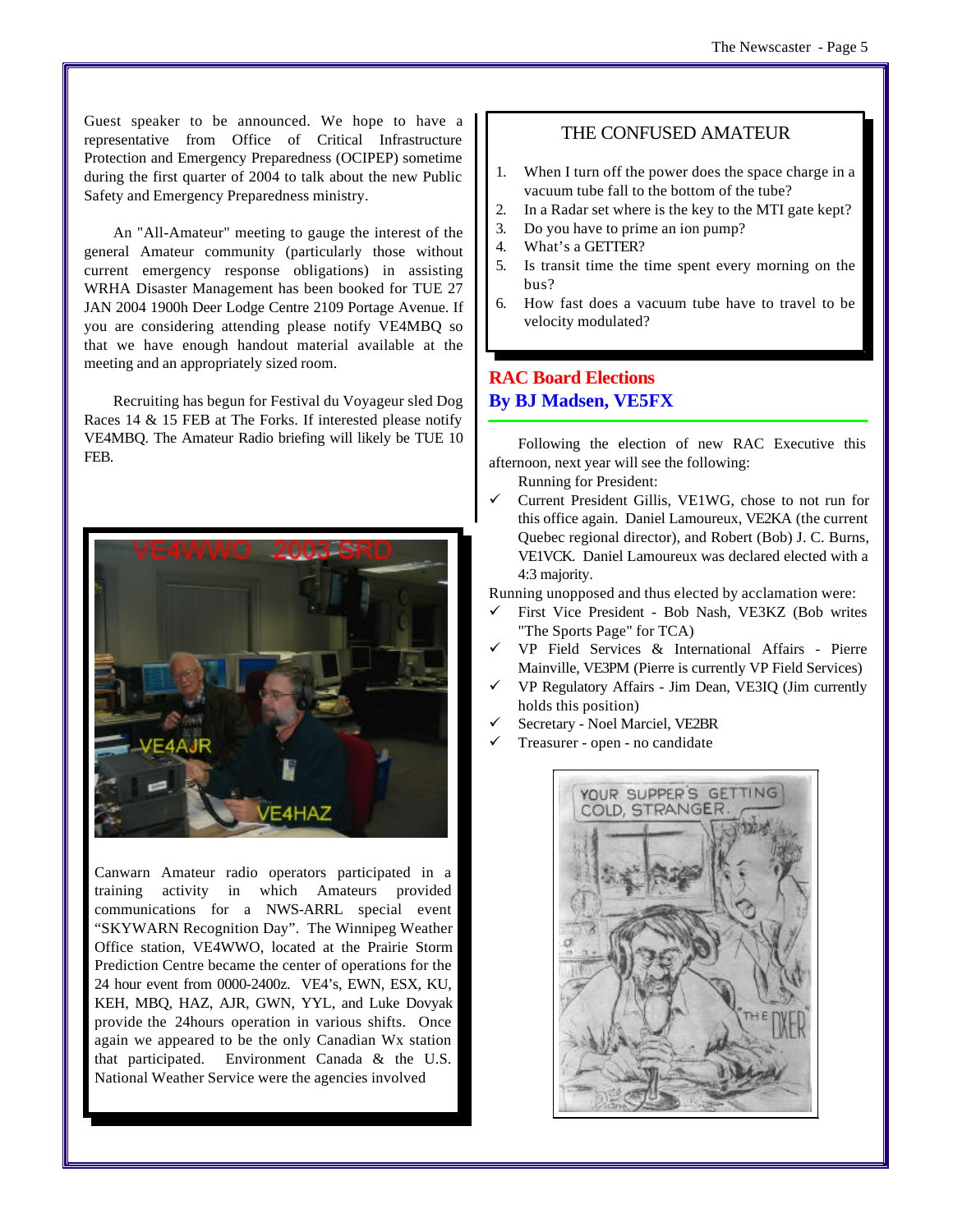Guest speaker to be announced. We hope to have a representative from Office of Critical Infrastructure Protection and Emergency Preparedness (OCIPEP) sometime during the first quarter of 2004 to talk about the new Public Safety and Emergency Preparedness ministry.

An "All-Amateur" meeting to gauge the interest of the general Amateur community (particularly those without current emergency response obligations) in assisting WRHA Disaster Management has been booked for TUE 27 JAN 2004 1900h Deer Lodge Centre 2109 Portage Avenue. If you are considering attending please notify VE4MBQ so that we have enough handout material available at the meeting and an appropriately sized room.

Recruiting has begun for Festival du Voyageur sled Dog Races 14 & 15 FEB at The Forks. If interested please notify VE4MBQ. The Amateur Radio briefing will likely be TUE 10 FEB.

Canwarn Amateur radio operators participated in a training activity in which Amateurs provided communications for a NWS-ARRL special event "SKYWARN Recognition Day". The Winnipeg Weather Office station, VE4WWO, located at the Prairie Storm Prediction Centre became the center of operations for the 24 hour event from 0000-2400z. VE4's, EWN, ESX, KU, KEH, MBQ, HAZ, AJR, GWN, YYL, and Luke Dovyak provide the 24hours operation in various shifts. Once again we appeared to be the only Canadian Wx station that participated. Environment Canada & the U.S. National Weather Service were the agencies involved

## THE CONFUSED AMATEUR

1. When I turn off the power does the space charge in a vacuum tube fall to the bottom of the tube?
2. In a Radar set where is the key to the MTI gate kept?
3. Do you have to prime an ion pump?
4. What's a GETTER?
5. Is transit time the time spent every morning on the bus?
6. How fast does a vacuum tube have to travel to be velocity modulated?

## RAC Board Elections
## By BJ Madsen, VE5FX

Following the election of new RAC Executive this afternoon, next year will see the following:

Running for President:

- ✓ Current President Gillis, VE1WG, chose to not run for this office again. Daniel Lamoureux, VE2KA (the current Quebec regional director), and Robert (Bob) J. C. Burns, VE1VCK. Daniel Lamoureux was declared elected with a 4:3 majority.

Running unopposed and thus elected by acclamation were:

- ✓ First Vice President - Bob Nash, VE3KZ (Bob writes "The Sports Page" for TCA)
- ✓ VP Field Services & International Affairs - Pierre Mainville, VE3PM (Pierre is currently VP Field Services)
- ✓ VP Regulatory Affairs - Jim Dean, VE3IQ (Jim currently holds this position)
- ✓ Secretary - Noel Marciel, VE2BR
- ✓ Treasurer - open - no candidate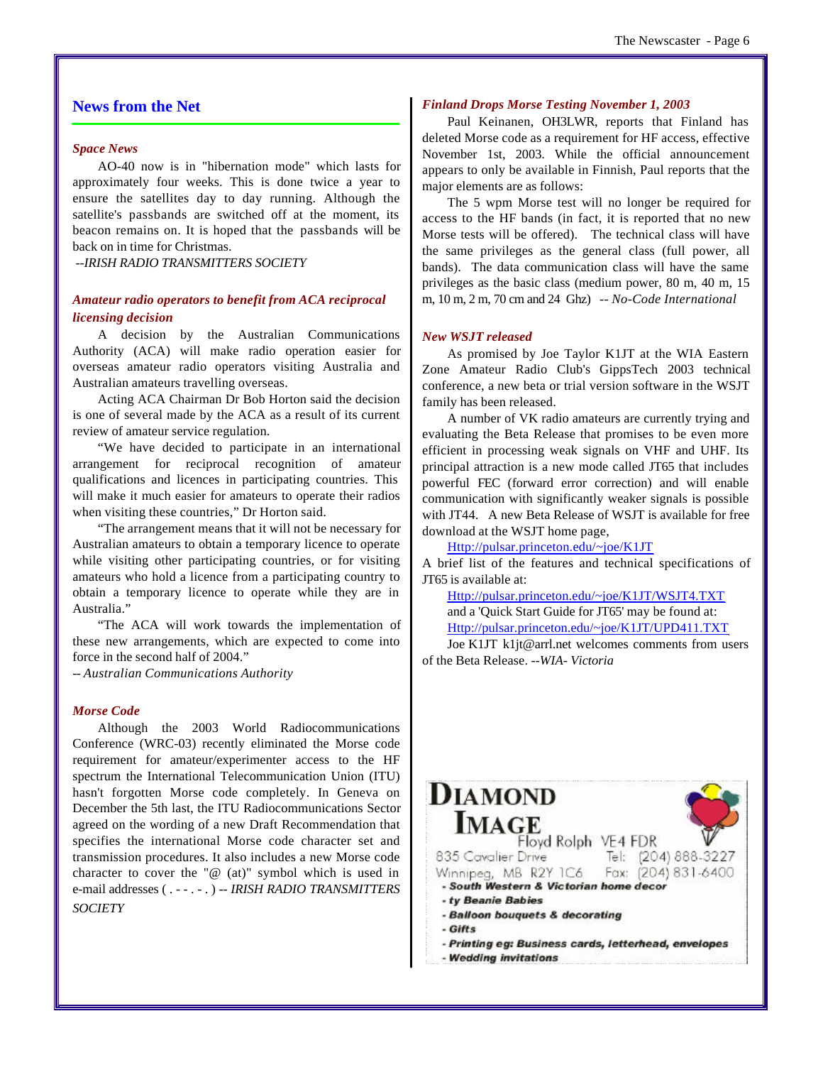## News from the Net

### *Space News*

AO-40 now is in "hibernation mode" which lasts for approximately four weeks. This is done twice a year to ensure the satellites day to day running. Although the satellite's passbands are switched off at the moment, its beacon remains on. It is hoped that the passbands will be back on in time for Christmas.

*--IRISH RADIO TRANSMITTERS SOCIETY*

### *Amateur radio operators to benefit from ACA reciprocal licensing decision*

A decision by the Australian Communications Authority (ACA) will make radio operation easier for overseas amateur radio operators visiting Australia and Australian amateurs travelling overseas.

Acting ACA Chairman Dr Bob Horton said the decision is one of several made by the ACA as a result of its current review of amateur service regulation.

"We have decided to participate in an international arrangement for reciprocal recognition of amateur qualifications and licences in participating countries. This will make it much easier for amateurs to operate their radios when visiting these countries," Dr Horton said.

"The arrangement means that it will not be necessary for Australian amateurs to obtain a temporary licence to operate while visiting other participating countries, or for visiting amateurs who hold a licence from a participating country to obtain a temporary licence to operate while they are in Australia."

"The ACA will work towards the implementation of these new arrangements, which are expected to come into force in the second half of 2004."

*-- Australian Communications Authority*

### *Morse Code*

Although the 2003 World Radiocommunications Conference (WRC-03) recently eliminated the Morse code requirement for amateur/experimenter access to the HF spectrum the International Telecommunication Union (ITU) hasn't forgotten Morse code completely. In Geneva on December the 5th last, the ITU Radiocommunications Sector agreed on the wording of a new Draft Recommendation that specifies the international Morse code character set and transmission procedures. It also includes a new Morse code character to cover the "@ (at)" symbol which is used in e-mail addresses ( . - - - . - . ) -- *IRISH RADIO TRANSMITTERS SOCIETY*

### *Finland Drops Morse Testing November 1, 2003*

Paul Keinanen, OH3LWR, reports that Finland has deleted Morse code as a requirement for HF access, effective November 1st, 2003. While the official announcement appears to only be available in Finnish, Paul reports that the major elements are as follows:

The 5 wpm Morse test will no longer be required for access to the HF bands (in fact, it is reported that no new Morse tests will be offered). The technical class will have the same privileges as the general class (full power, all bands). The data communication class will have the same privileges as the basic class (medium power, 80 m, 40 m, 15 m, 10 m, 2 m, 70 cm and 24 Ghz) *-- No-Code International*

### *New WSJT released*

As promised by Joe Taylor K1JT at the WIA Eastern Zone Amateur Radio Club's GippsTech 2003 technical conference, a new beta or trial version software in the WSJT family has been released.

A number of VK radio amateurs are currently trying and evaluating the Beta Release that promises to be even more efficient in processing weak signals on VHF and UHF. Its principal attraction is a new mode called JT65 that includes powerful FEC (forward error correction) and will enable communication with significantly weaker signals is possible with JT44. A new Beta Release of WSJT is available for free download at the WSJT home page,

Http://pulsar.princeton.edu/~joe/K1JT

A brief list of the features and technical specifications of JT65 is available at:

Http://pulsar.princeton.edu/~joe/K1JT/WSJT4.TXT

and a 'Quick Start Guide for JT65' may be found at:

Http://pulsar.princeton.edu/~joe/K1JT/UPD411.TXT

Joe K1JT k1jt@arrl.net welcomes comments from users of the Beta Release. *--WIA- Victoria*

**DIAMOND IMAGE**
Floyd Rolph VE4 FDR
835 Cavalier Drive Tel: (204) 888-3227
Winnipeg, MB R2Y 1C6 Fax: (204) 831-6400

- South Western & Victorian home decor
- ty Beanie Babies
- Balloon bouquets & decorating
- Gifts
- Printing eg: Business cards, letterhead, envelopes
- Wedding invitations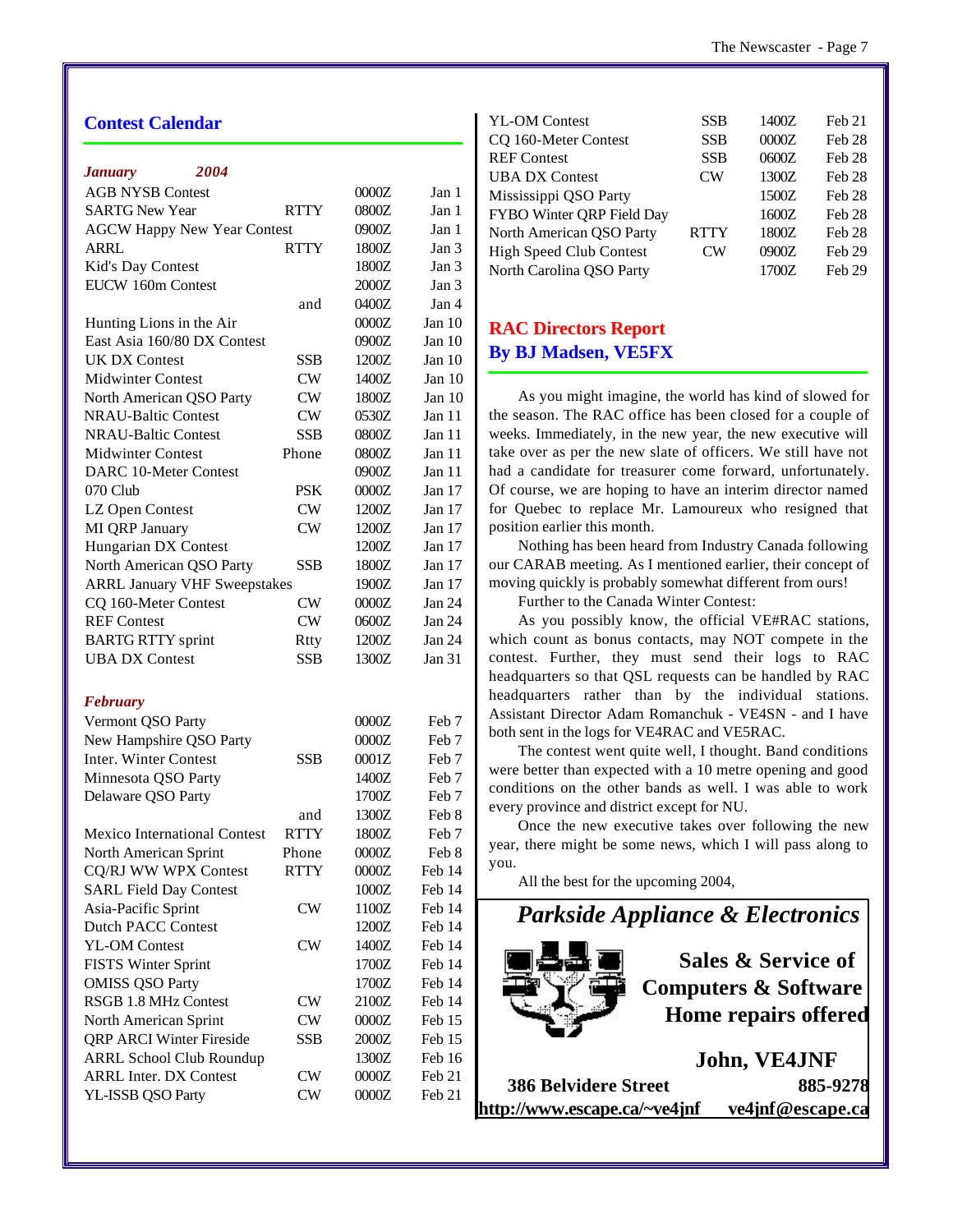## Contest Calendar

| *January 2004* | | | |
|---|---|---|---|
| AGB NYSB Contest | | 0000Z | Jan 1 |
| SARTG New Year | RTTY | 0800Z | Jan 1 |
| AGCW Happy New Year Contest | | 0900Z | Jan 1 |
| ARRL | RTTY | 1800Z | Jan 3 |
| Kid's Day Contest | | 1800Z | Jan 3 |
| EUCW 160m Contest | | 2000Z | Jan 3 |
| | and | 0400Z | Jan 4 |
| Hunting Lions in the Air | | 0000Z | Jan 10 |
| East Asia 160/80 DX Contest | | 0900Z | Jan 10 |
| UK DX Contest | SSB | 1200Z | Jan 10 |
| Midwinter Contest | CW | 1400Z | Jan 10 |
| North American QSO Party | CW | 1800Z | Jan 10 |
| NRAU-Baltic Contest | CW | 0530Z | Jan 11 |
| NRAU-Baltic Contest | SSB | 0800Z | Jan 11 |
| Midwinter Contest | Phone | 0800Z | Jan 11 |
| DARC 10-Meter Contest | | 0900Z | Jan 11 |
| 070 Club | PSK | 0000Z | Jan 17 |
| LZ Open Contest | CW | 1200Z | Jan 17 |
| MI QRP January | CW | 1200Z | Jan 17 |
| Hungarian DX Contest | | 1200Z | Jan 17 |
| North American QSO Party | SSB | 1800Z | Jan 17 |
| ARRL January VHF Sweepstakes | | 1900Z | Jan 17 |
| CQ 160-Meter Contest | CW | 0000Z | Jan 24 |
| REF Contest | CW | 0600Z | Jan 24 |
| BARTG RTTY sprint | Rtty | 1200Z | Jan 24 |
| UBA DX Contest | SSB | 1300Z | Jan 31 |

| *February* | | | |
|---|---|---|---|
| Vermont QSO Party | | 0000Z | Feb 7 |
| New Hampshire QSO Party | | 0000Z | Feb 7 |
| Inter. Winter Contest | SSB | 0001Z | Feb 7 |
| Minnesota QSO Party | | 1400Z | Feb 7 |
| Delaware QSO Party | | 1700Z | Feb 7 |
| | and | 1300Z | Feb 8 |
| Mexico International Contest | RTTY | 1800Z | Feb 7 |
| North American Sprint | Phone | 0000Z | Feb 8 |
| CQ/RJ WW WPX Contest | RTTY | 0000Z | Feb 14 |
| SARL Field Day Contest | | 1000Z | Feb 14 |
| Asia-Pacific Sprint | CW | 1100Z | Feb 14 |
| Dutch PACC Contest | | 1200Z | Feb 14 |
| YL-OM Contest | CW | 1400Z | Feb 14 |
| FISTS Winter Sprint | | 1700Z | Feb 14 |
| OMISS QSO Party | | 1700Z | Feb 14 |
| RSGB 1.8 MHz Contest | CW | 2100Z | Feb 14 |
| North American Sprint | CW | 0000Z | Feb 15 |
| QRP ARCI Winter Fireside | SSB | 2000Z | Feb 15 |
| ARRL School Club Roundup | | 1300Z | Feb 16 |
| ARRL Inter. DX Contest | CW | 0000Z | Feb 21 |
| YL-ISSB QSO Party | CW | 0000Z | Feb 21 |
| YL-OM Contest | SSB | 1400Z | Feb 21 |
| CQ 160-Meter Contest | SSB | 0000Z | Feb 28 |
| REF Contest | SSB | 0600Z | Feb 28 |
| UBA DX Contest | CW | 1300Z | Feb 28 |
| Mississippi QSO Party | | 1500Z | Feb 28 |
| FYBO Winter QRP Field Day | | 1600Z | Feb 28 |
| North American QSO Party | RTTY | 1800Z | Feb 28 |
| High Speed Club Contest | CW | 0900Z | Feb 29 |
| North Carolina QSO Party | | 1700Z | Feb 29 |

## RAC Directors Report
## By BJ Madsen, VE5FX

As you might imagine, the world has kind of slowed for the season. The RAC office has been closed for a couple of weeks. Immediately, in the new year, the new executive will take over as per the new slate of officers. We still have not had a candidate for treasurer come forward, unfortunately. Of course, we are hoping to have an interim director named for Quebec to replace Mr. Lamoureux who resigned that position earlier this month.

Nothing has been heard from Industry Canada following our CARAB meeting. As I mentioned earlier, their concept of moving quickly is probably somewhat different from ours!

Further to the Canada Winter Contest:

As you possibly know, the official VE#RAC stations, which count as bonus contacts, may NOT compete in the contest. Further, they must send their logs to RAC headquarters so that QSL requests can be handled by RAC headquarters rather than by the individual stations. Assistant Director Adam Romanchuk - VE4SN - and I have both sent in the logs for VE4RAC and VE5RAC.

The contest went quite well, I thought. Band conditions were better than expected with a 10 metre opening and good conditions on the other bands as well. I was able to work every province and district except for NU.

Once the new executive takes over following the new year, there might be some news, which I will pass along to you.

All the best for the upcoming 2004,

---

***Parkside Appliance & Electronics***

**Sales & Service of Computers & Software**
**Home repairs offered**

**John, VE4JNF**

**386 Belvidere Street** **885-9278**

**http://www.escape.ca/~ve4jnf** **ve4jnf@escape.ca**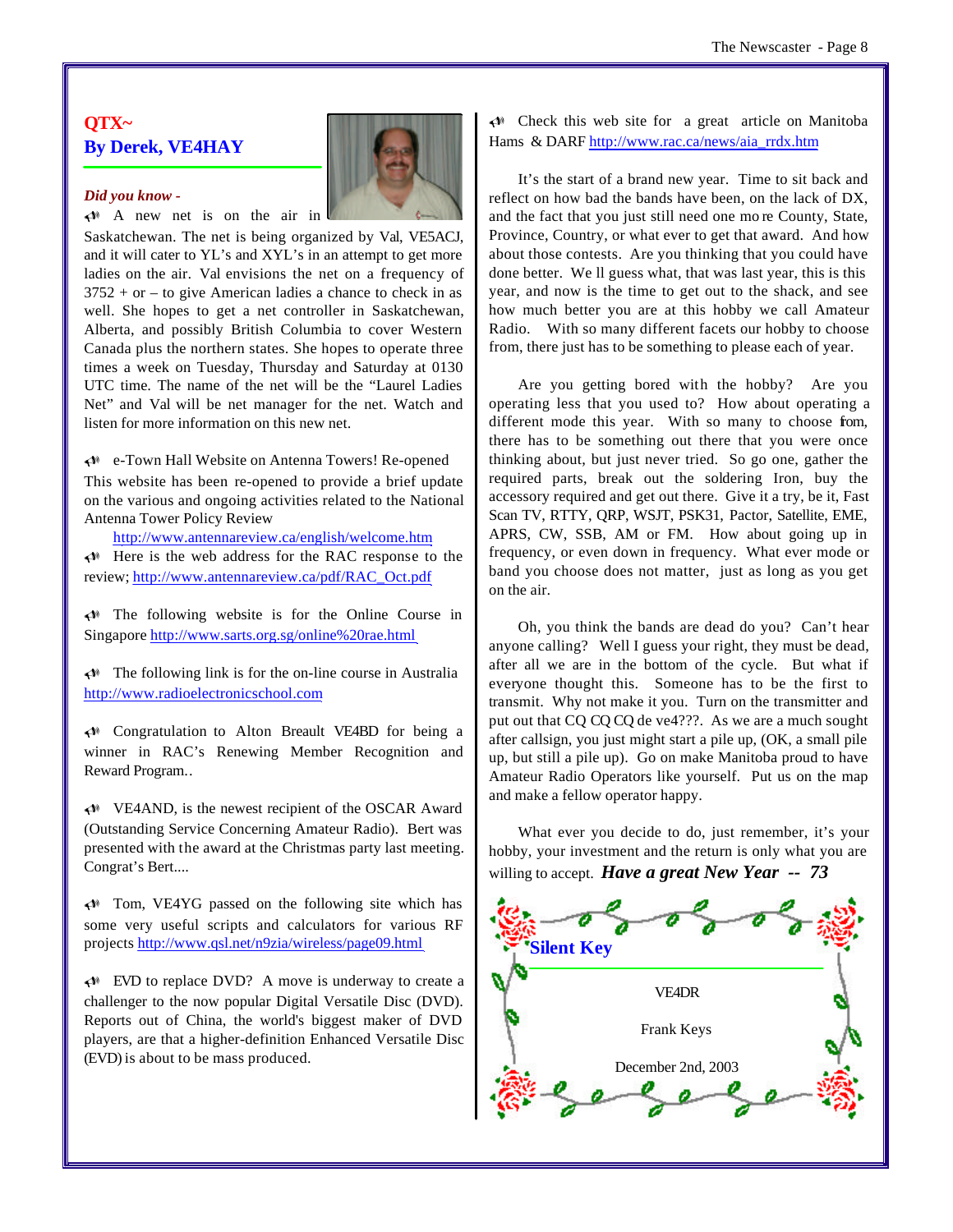## QTX~
## By Derek, VE4HAY

***Did you know -***

A new net is on the air in Saskatchewan. The net is being organized by Val, VE5ACJ, and it will cater to YL's and XYL's in an attempt to get more ladies on the air. Val envisions the net on a frequency of 3752 + or – to give American ladies a chance to check in as well. She hopes to get a net controller in Saskatchewan, Alberta, and possibly British Columbia to cover Western Canada plus the northern states. She hopes to operate three times a week on Tuesday, Thursday and Saturday at 0130 UTC time. The name of the net will be the "Laurel Ladies Net" and Val will be net manager for the net. Watch and listen for more information on this new net.

e-Town Hall Website on Antenna Towers! Re-opened This website has been re-opened to provide a brief update on the various and ongoing activities related to the National Antenna Tower Policy Review

http://www.antennareview.ca/english/welcome.htm

Here is the web address for the RAC response to the review; http://www.antennareview.ca/pdf/RAC_Oct.pdf

The following website is for the Online Course in Singapore http://www.sarts.org.sg/online%20rae.html

The following link is for the on-line course in Australia http://www.radioelectronicschool.com

Congratulation to Alton Breault VE4BD for being a winner in RAC's Renewing Member Recognition and Reward Program..

VE4AND, is the newest recipient of the OSCAR Award (Outstanding Service Concerning Amateur Radio). Bert was presented with the award at the Christmas party last meeting. Congrat's Bert....

Tom, VE4YG passed on the following site which has some very useful scripts and calculators for various RF projects http://www.qsl.net/n9zia/wireless/page09.html

EVD to replace DVD? A move is underway to create a challenger to the now popular Digital Versatile Disc (DVD). Reports out of China, the world's biggest maker of DVD players, are that a higher-definition Enhanced Versatile Disc (EVD) is about to be mass produced.

Check this web site for a great article on Manitoba Hams & DARF http://www.rac.ca/news/aia_rrdx.htm

It's the start of a brand new year. Time to sit back and reflect on how bad the bands have been, on the lack of DX, and the fact that you just still need one more County, State, Province, Country, or what ever to get that award. And how about those contests. Are you thinking that you could have done better. We ll guess what, that was last year, this is this year, and now is the time to get out to the shack, and see how much better you are at this hobby we call Amateur Radio. With so many different facets our hobby to choose from, there just has to be something to please each of year.

Are you getting bored with the hobby? Are you operating less that you used to? How about operating a different mode this year. With so many to choose from, there has to be something out there that you were once thinking about, but just never tried. So go one, gather the required parts, break out the soldering Iron, buy the accessory required and get out there. Give it a try, be it, Fast Scan TV, RTTY, QRP, WSJT, PSK31, Pactor, Satellite, EME, APRS, CW, SSB, AM or FM. How about going up in frequency, or even down in frequency. What ever mode or band you choose does not matter, just as long as you get on the air.

Oh, you think the bands are dead do you? Can't hear anyone calling? Well I guess your right, they must be dead, after all we are in the bottom of the cycle. But what if everyone thought this. Someone has to be the first to transmit. Why not make it you. Turn on the transmitter and put out that CQ CQ CQ de ve4???. As we are a much sought after callsign, you just might start a pile up, (OK, a small pile up, but still a pile up). Go on make Manitoba proud to have Amateur Radio Operators like yourself. Put us on the map and make a fellow operator happy.

What ever you decide to do, just remember, it's your hobby, your investment and the return is only what you are willing to accept. ***Have a great New Year -- 73***

## Silent Key

VE4DR

Frank Keys

December 2nd, 2003